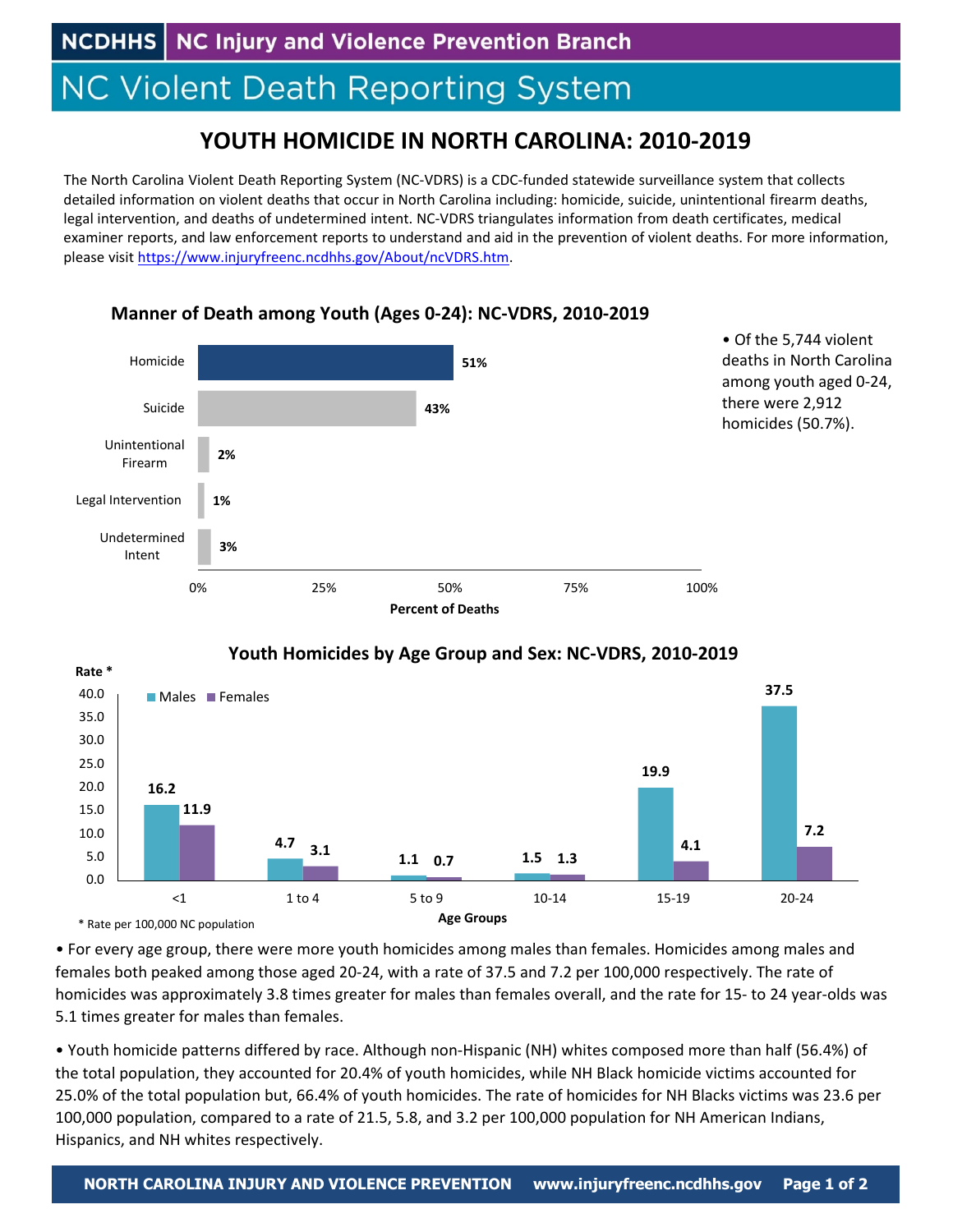NCDHHS | NC Injury and Violence Prevention Branch

# NC Violent Death Reporting System

## YOUTH HOMICIDE IN NORTH CAROLINA: 2010-2019

The North Carolina Violent Death Reporting System (NC-VDRS) is a CDC-funded statewide surveillance system that collects detailed information on violent deaths that occur in North Carolina including: homicide, suicide, unintentional firearm deaths, legal intervention, and deaths of undetermined intent. NC-VDRS triangulates information from death certificates, medical examiner reports, and law enforcement reports to understand and aid in the prevention of violent deaths. For more information, please visit https://www.injuryfreenc.ncdhhs.gov/About/ncVDRS.htm.

### Manner of Death among Youth (Ages 0-24): NC-VDRS, 2010-2019

| Manner of Death | Percent of Deaths |
|---|---|
| Homicide | 51% |
| Suicide | 43% |
| Unintentional Firearm | 2% |
| Legal Intervention | 1% |
| Undetermined Intent | 3% |

- Of the 5,744 violent deaths in North Carolina among youth aged 0-24, there were 2,912 homicides (50.7%).

### Youth Homicides by Age Group and Sex: NC-VDRS, 2010-2019

| Age Groups | Males (Rate *) | Females (Rate *) |
|---|---|---|
| <1 | 16.2 | 11.9 |
| 1 to 4 | 4.7 | 3.1 |
| 5 to 9 | 1.1 | 0.7 |
| 10-14 | 1.5 | 1.3 |
| 15-19 | 19.9 | 4.1 |
| 20-24 | 37.5 | 7.2 |

\* Rate per 100,000 NC population

- For every age group, there were more youth homicides among males than females. Homicides among males and females both peaked among those aged 20-24, with a rate of 37.5 and 7.2 per 100,000 respectively. The rate of homicides was approximately 3.8 times greater for males than females overall, and the rate for 15- to 24 year-olds was 5.1 times greater for males than females.

- Youth homicide patterns differed by race. Although non-Hispanic (NH) whites composed more than half (56.4%) of the total population, they accounted for 20.4% of youth homicides, while NH Black homicide victims accounted for 25.0% of the total population but, 66.4% of youth homicides. The rate of homicides for NH Blacks victims was 23.6 per 100,000 population, compared to a rate of 21.5, 5.8, and 3.2 per 100,000 population for NH American Indians, Hispanics, and NH whites respectively.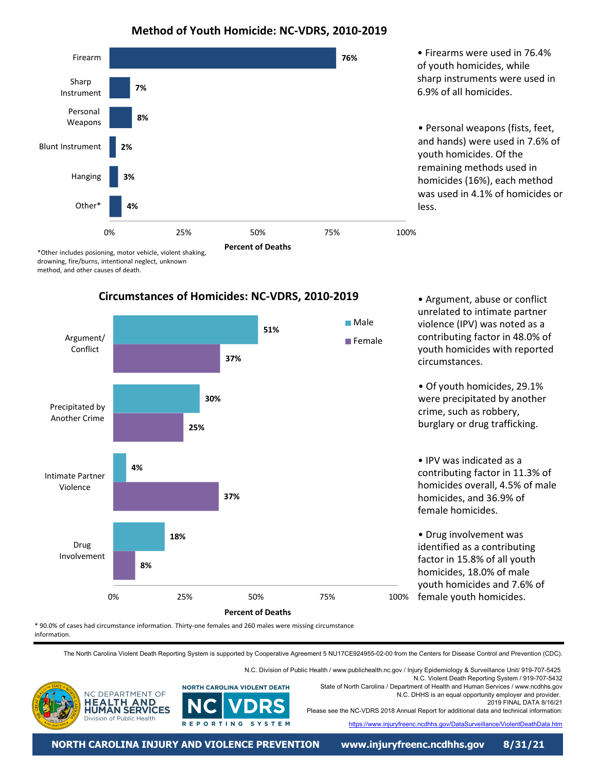## Method of Youth Homicide: NC-VDRS, 2010-2019

Firearm 76%
Sharp Instrument 7%
Personal Weapons 8%
Blunt Instrument 2%
Hanging 3%
Other* 4%

0% 25% 50% 75% 100%

Percent of Deaths

*Other includes posioning, motor vehicle, violent shaking, drowning, fire/burns, intentional neglect, unknown method, and other causes of death.

- Firearms were used in 76.4% of youth homicides, while sharp instruments were used in 6.9% of all homicides.
- Personal weapons (fists, feet, and hands) were used in 7.6% of youth homicides. Of the remaining methods used in homicides (16%), each method was used in 4.1% of homicides or less.

## Circumstances of Homicides: NC-VDRS, 2010-2019

Male
Female

Argument/ Conflict 51% 37%
Precipitated by Another Crime 30% 25%
Intimate Partner Violence 4% 37%
Drug Involvement 18% 8%

0% 25% 50% 75% 100%

Percent of Deaths

* 90.0% of cases had circumstance information. Thirty-one females and 260 males were missing circumstance information.

- Argument, abuse or conflict unrelated to intimate partner violence (IPV) was noted as a contributing factor in 48.0% of youth homicides with reported circumstances.
- Of youth homicides, 29.1% were precipitated by another crime, such as robbery, burglary or drug trafficking.
- IPV was indicated as a contributing factor in 11.3% of homicides overall, 4.5% of male homicides, and 36.9% of female homicides.
- Drug involvement was identified as a contributing factor in 15.8% of all youth homicides, 18.0% of male youth homicides and 7.6% of female youth homicides.

The North Carolina Violent Death Reporting System is supported by Cooperative Agreement 5 NU17CE924955-02-00 from the Centers for Disease Control and Prevention (CDC).

NC DEPARTMENT OF HEALTH AND HUMAN SERVICES
Division of Public Health

NORTH CAROLINA VIOLENT DEATH NC VDRS REPORTING SYSTEM

N.C. Division of Public Health / www.publichealth.nc.gov / Injury Epidemiology & Surveillance Unit/ 919-707-5425
N.C. Violent Death Reporting System / 919-707-5432
State of North Carolina / Department of Health and Human Services / www.ncdhhs.gov
N.C. DHHS is an equal opportunity employer and provider.
2019 FINAL DATA 8/16/21
Please see the NC-VDRS 2018 Annual Report for additional data and technical information:
https://www.injuryfreenc.ncdhhs.gov/DataSurveillance/ViolentDeathData.htm

NORTH CAROLINA INJURY AND VIOLENCE PREVENTION www.injuryfreenc.ncdhhs.gov 8/31/21